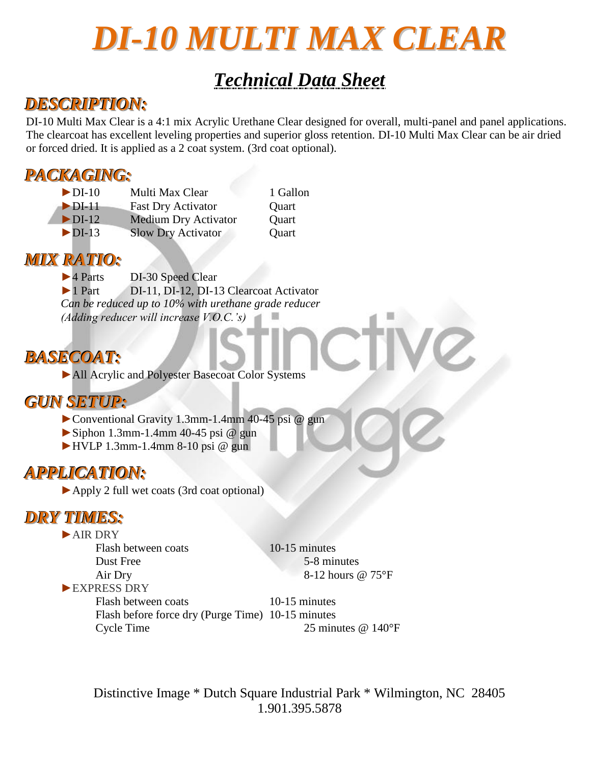# DI-10 MULTI MAX CLEAR

## Technical Data Sheet

### DESCRIPTION:

DI-10 Multi Max Clear is a 4:1 mix Acrylic Urethane Clear designed for overall, multi-panel and panel applications. The clearcoat has excellent leveling properties and superior gloss retention. DI-10 Multi Max Clear can be air dried or forced dried. It is applied as a 2 coat system. (3rd coat optional).

### PACKAGING:

| | | |
|---|---|---|
| ►DI-10 | Multi Max Clear | 1 Gallon |
| ►DI-11 | Fast Dry Activator | Quart |
| ►DI-12 | Medium Dry Activator | Quart |
| ►DI-13 | Slow Dry Activator | Quart |

### MIX RATIO:

►4 Parts DI-30 Speed Clear
►1 Part DI-11, DI-12, DI-13 Clearcoat Activator
*Can be reduced up to 10% with urethane grade reducer*
*(Adding reducer will increase V.O.C.'s)*

### BASECOAT:

►All Acrylic and Polyester Basecoat Color Systems

### GUN SETUP:

►Conventional Gravity 1.3mm-1.4mm 40-45 psi @ gun
►Siphon 1.3mm-1.4mm 40-45 psi @ gun
►HVLP 1.3mm-1.4mm 8-10 psi @ gun

### APPLICATION:

►Apply 2 full wet coats (3rd coat optional)

### DRY TIMES:

►AIR DRY

| | |
|---|---|
| Flash between coats | 10-15 minutes |
| Dust Free | 5-8 minutes |
| Air Dry | 8-12 hours @ 75°F |

►EXPRESS DRY

| | |
|---|---|
| Flash between coats | 10-15 minutes |
| Flash before force dry (Purge Time) | 10-15 minutes |
| Cycle Time | 25 minutes @ 140°F |

Distinctive Image * Dutch Square Industrial Park * Wilmington, NC 28405
1.901.395.5878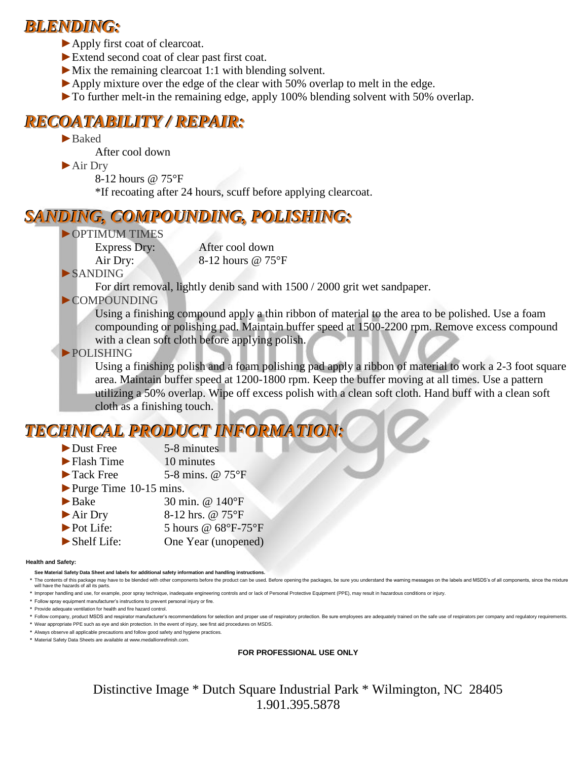## *BLENDING:*

- ►Apply first coat of clearcoat.
- ►Extend second coat of clear past first coat.
- ►Mix the remaining clearcoat 1:1 with blending solvent.
- ►Apply mixture over the edge of the clear with 50% overlap to melt in the edge.
- ►To further melt-in the remaining edge, apply 100% blending solvent with 50% overlap.

## *RECOATABILITY / REPAIR:*

►Baked

After cool down

►Air Dry

8-12 hours @ 75°F

*If recoating after 24 hours, scuff before applying clearcoat.

## *SANDING, COMPOUNDING, POLISHING:*

►OPTIMUM TIMES

| | |
|---|---|
| Express Dry: | After cool down |
| Air Dry: | 8-12 hours @ 75°F |

►SANDING

For dirt removal, lightly denib sand with 1500 / 2000 grit wet sandpaper.

►COMPOUNDING

Using a finishing compound apply a thin ribbon of material to the area to be polished. Use a foam compounding or polishing pad. Maintain buffer speed at 1500-2200 rpm. Remove excess compound with a clean soft cloth before applying polish.

►POLISHING

Using a finishing polish and a foam polishing pad apply a ribbon of material to work a 2-3 foot square area. Maintain buffer speed at 1200-1800 rpm. Keep the buffer moving at all times. Use a pattern utilizing a 50% overlap. Wipe off excess polish with a clean soft cloth. Hand buff with a clean soft cloth as a finishing touch.

## *TECHNICAL PRODUCT INFORMATION:*

| | |
|---|---|
| ►Dust Free | 5-8 minutes |
| ►Flash Time | 10 minutes |
| ►Tack Free | 5-8 mins. @ 75°F |
| ►Purge Time 10-15 mins. | |
| ►Bake | 30 min. @ 140°F |
| ►Air Dry | 8-12 hrs. @ 75°F |
| ►Pot Life: | 5 hours @ 68°F-75°F |
| ►Shelf Life: | One Year (unopened) |

**Health and Safety:**

**See Material Safety Data Sheet and labels for additional safety information and handling instructions.**

- * The contents of this package may have to be blended with other components before the product can be used. Before opening the packages, be sure you understand the warning messages on the labels and MSDS's of all components, since the mixture will have the hazards of all its parts.
- * Improper handling and use, for example, poor spray technique, inadequate engineering controls and or lack of Personal Protective Equipment (PPE), may result in hazardous conditions or injury.
- * Follow spray equipment manufacturer's instructions to prevent personal injury or fire.
- * Provide adequate ventilation for health and fire hazard control.
- * Follow company, product MSDS and respirator manufacturer's recommendations for selection and proper use of respiratory protection. Be sure employees are adequately trained on the safe use of respirators per company and regulatory requirements.
- * Wear appropriate PPE such as eye and skin protection. In the event of injury, see first aid procedures on MSDS.
- * Always observe all applicable precautions and follow good safety and hygiene practices.
- * Material Safety Data Sheets are available at www.medallionrefinish.com.

**FOR PROFESSIONAL USE ONLY**

Distinctive Image * Dutch Square Industrial Park * Wilmington, NC 28405
1.901.395.5878